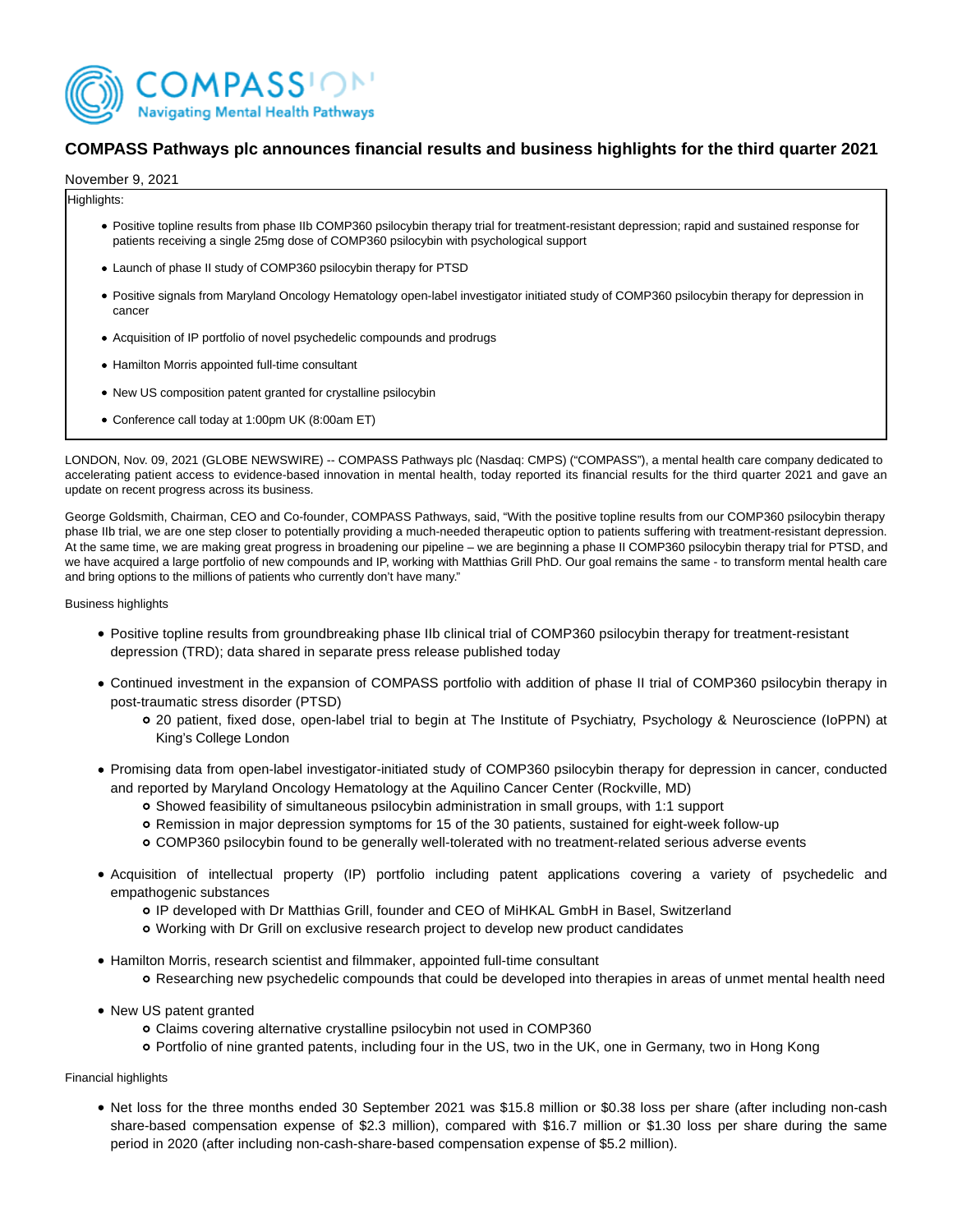# COMPASS Pathways plc announces financial results and business highlights for the third quarter 2021

November 9, 2021

Highlights:

- Positive topline results from phase IIb COMP360 psilocybin therapy trial for treatment-resistant depression; rapid and sustained response for patients receiving a single 25mg dose of COMP360 psilocybin with psychological support
- Launch of phase II study of COMP360 psilocybin therapy for PTSD
- Positive signals from Maryland Oncology Hematology open-label investigator initiated study of COMP360 psilocybin therapy for depression in cancer
- Acquisition of IP portfolio of novel psychedelic compounds and prodrugs
- Hamilton Morris appointed full-time consultant
- New US composition patent granted for crystalline psilocybin
- Conference call today at 1:00pm UK (8:00am ET)

LONDON, Nov. 09, 2021 (GLOBE NEWSWIRE) -- COMPASS Pathways plc (Nasdaq: CMPS) ("COMPASS"), a mental health care company dedicated to accelerating patient access to evidence-based innovation in mental health, today reported its financial results for the third quarter 2021 and gave an update on recent progress across its business.

George Goldsmith, Chairman, CEO and Co-founder, COMPASS Pathways, said, "With the positive topline results from our COMP360 psilocybin therapy phase IIb trial, we are one step closer to potentially providing a much-needed therapeutic option to patients suffering with treatment-resistant depression. At the same time, we are making great progress in broadening our pipeline – we are beginning a phase II COMP360 psilocybin therapy trial for PTSD, and we have acquired a large portfolio of new compounds and IP, working with Matthias Grill PhD. Our goal remains the same - to transform mental health care and bring options to the millions of patients who currently don't have many."

Business highlights

- Positive topline results from groundbreaking phase IIb clinical trial of COMP360 psilocybin therapy for treatment-resistant depression (TRD); data shared in separate press release published today
- Continued investment in the expansion of COMPASS portfolio with addition of phase II trial of COMP360 psilocybin therapy in post-traumatic stress disorder (PTSD)
  - 20 patient, fixed dose, open-label trial to begin at The Institute of Psychiatry, Psychology & Neuroscience (IoPPN) at King's College London
- Promising data from open-label investigator-initiated study of COMP360 psilocybin therapy for depression in cancer, conducted and reported by Maryland Oncology Hematology at the Aquilino Cancer Center (Rockville, MD)
  - Showed feasibility of simultaneous psilocybin administration in small groups, with 1:1 support
  - Remission in major depression symptoms for 15 of the 30 patients, sustained for eight-week follow-up
  - COMP360 psilocybin found to be generally well-tolerated with no treatment-related serious adverse events
- Acquisition of intellectual property (IP) portfolio including patent applications covering a variety of psychedelic and empathogenic substances
  - IP developed with Dr Matthias Grill, founder and CEO of MiHKAL GmbH in Basel, Switzerland
  - Working with Dr Grill on exclusive research project to develop new product candidates
- Hamilton Morris, research scientist and filmmaker, appointed full-time consultant
  - Researching new psychedelic compounds that could be developed into therapies in areas of unmet mental health need
- New US patent granted
  - Claims covering alternative crystalline psilocybin not used in COMP360
  - Portfolio of nine granted patents, including four in the US, two in the UK, one in Germany, two in Hong Kong

Financial highlights

- Net loss for the three months ended 30 September 2021 was $15.8 million or $0.38 loss per share (after including non-cash share-based compensation expense of $2.3 million), compared with $16.7 million or $1.30 loss per share during the same period in 2020 (after including non-cash-share-based compensation expense of $5.2 million).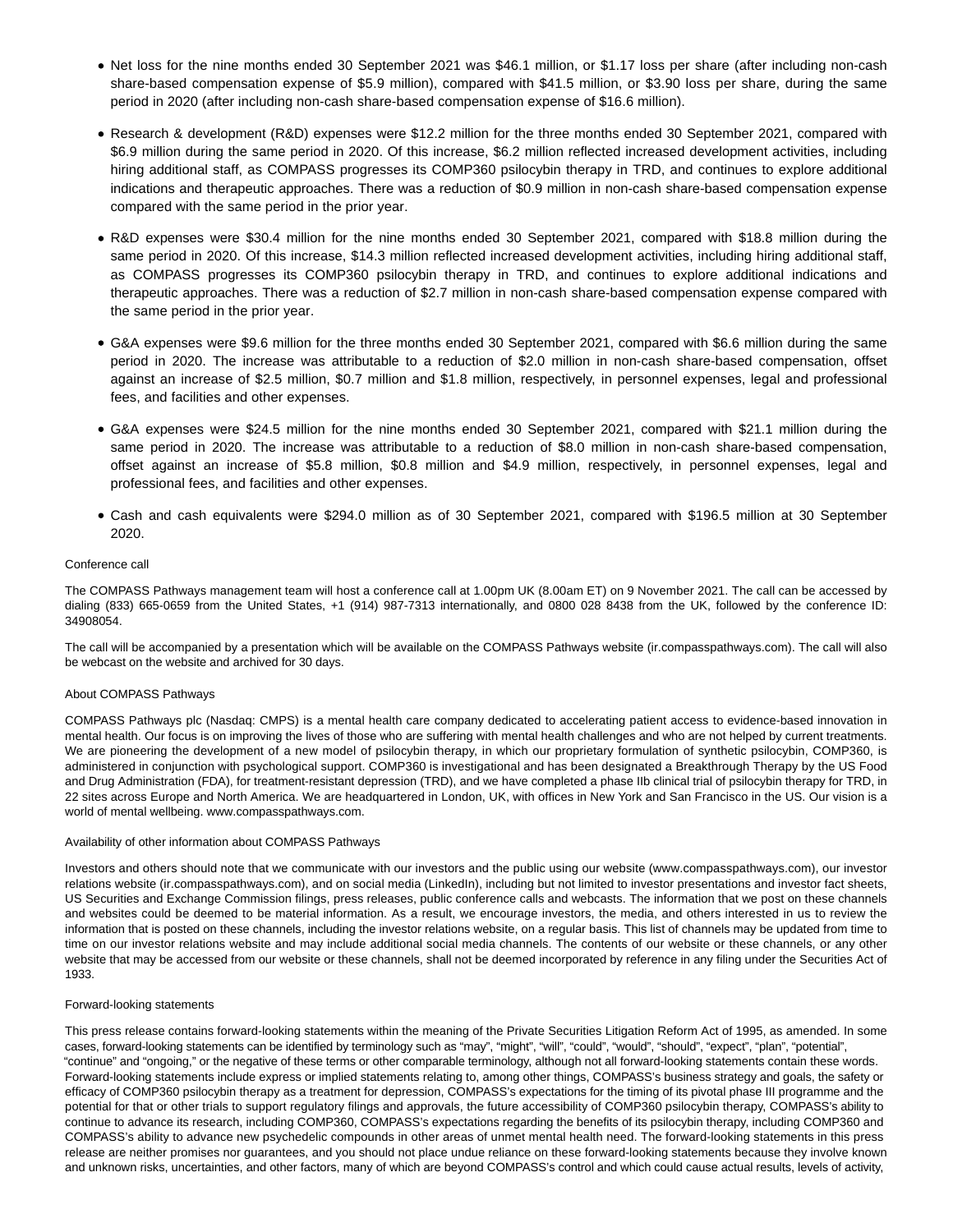- Net loss for the nine months ended 30 September 2021 was $46.1 million, or $1.17 loss per share (after including non-cash share-based compensation expense of $5.9 million), compared with $41.5 million, or $3.90 loss per share, during the same period in 2020 (after including non-cash share-based compensation expense of $16.6 million).
- Research & development (R&D) expenses were $12.2 million for the three months ended 30 September 2021, compared with $6.9 million during the same period in 2020. Of this increase, $6.2 million reflected increased development activities, including hiring additional staff, as COMPASS progresses its COMP360 psilocybin therapy in TRD, and continues to explore additional indications and therapeutic approaches. There was a reduction of $0.9 million in non-cash share-based compensation expense compared with the same period in the prior year.
- R&D expenses were $30.4 million for the nine months ended 30 September 2021, compared with $18.8 million during the same period in 2020. Of this increase, $14.3 million reflected increased development activities, including hiring additional staff, as COMPASS progresses its COMP360 psilocybin therapy in TRD, and continues to explore additional indications and therapeutic approaches. There was a reduction of $2.7 million in non-cash share-based compensation expense compared with the same period in the prior year.
- G&A expenses were $9.6 million for the three months ended 30 September 2021, compared with $6.6 million during the same period in 2020. The increase was attributable to a reduction of $2.0 million in non-cash share-based compensation, offset against an increase of $2.5 million, $0.7 million and $1.8 million, respectively, in personnel expenses, legal and professional fees, and facilities and other expenses.
- G&A expenses were $24.5 million for the nine months ended 30 September 2021, compared with $21.1 million during the same period in 2020. The increase was attributable to a reduction of $8.0 million in non-cash share-based compensation, offset against an increase of $5.8 million, $0.8 million and $4.9 million, respectively, in personnel expenses, legal and professional fees, and facilities and other expenses.
- Cash and cash equivalents were $294.0 million as of 30 September 2021, compared with $196.5 million at 30 September 2020.

Conference call

The COMPASS Pathways management team will host a conference call at 1.00pm UK (8.00am ET) on 9 November 2021. The call can be accessed by dialing (833) 665-0659 from the United States, +1 (914) 987-7313 internationally, and 0800 028 8438 from the UK, followed by the conference ID: 34908054.

The call will be accompanied by a presentation which will be available on the COMPASS Pathways website (ir.compasspathways.com). The call will also be webcast on the website and archived for 30 days.

About COMPASS Pathways

COMPASS Pathways plc (Nasdaq: CMPS) is a mental health care company dedicated to accelerating patient access to evidence-based innovation in mental health. Our focus is on improving the lives of those who are suffering with mental health challenges and who are not helped by current treatments. We are pioneering the development of a new model of psilocybin therapy, in which our proprietary formulation of synthetic psilocybin, COMP360, is administered in conjunction with psychological support. COMP360 is investigational and has been designated a Breakthrough Therapy by the US Food and Drug Administration (FDA), for treatment-resistant depression (TRD), and we have completed a phase IIb clinical trial of psilocybin therapy for TRD, in 22 sites across Europe and North America. We are headquartered in London, UK, with offices in New York and San Francisco in the US. Our vision is a world of mental wellbeing. www.compasspathways.com.

Availability of other information about COMPASS Pathways

Investors and others should note that we communicate with our investors and the public using our website (www.compasspathways.com), our investor relations website (ir.compasspathways.com), and on social media (LinkedIn), including but not limited to investor presentations and investor fact sheets, US Securities and Exchange Commission filings, press releases, public conference calls and webcasts. The information that we post on these channels and websites could be deemed to be material information. As a result, we encourage investors, the media, and others interested in us to review the information that is posted on these channels, including the investor relations website, on a regular basis. This list of channels may be updated from time to time on our investor relations website and may include additional social media channels. The contents of our website or these channels, or any other website that may be accessed from our website or these channels, shall not be deemed incorporated by reference in any filing under the Securities Act of 1933.

Forward-looking statements

This press release contains forward-looking statements within the meaning of the Private Securities Litigation Reform Act of 1995, as amended. In some cases, forward-looking statements can be identified by terminology such as "may", "might", "will", "could", "would", "should", "expect", "plan", "potential", "continue" and "ongoing," or the negative of these terms or other comparable terminology, although not all forward-looking statements contain these words. Forward-looking statements include express or implied statements relating to, among other things, COMPASS's business strategy and goals, the safety or efficacy of COMP360 psilocybin therapy as a treatment for depression, COMPASS's expectations for the timing of its pivotal phase III programme and the potential for that or other trials to support regulatory filings and approvals, the future accessibility of COMP360 psilocybin therapy, COMPASS's ability to continue to advance its research, including COMP360, COMPASS's expectations regarding the benefits of its psilocybin therapy, including COMP360 and COMPASS's ability to advance new psychedelic compounds in other areas of unmet mental health need. The forward-looking statements in this press release are neither promises nor guarantees, and you should not place undue reliance on these forward-looking statements because they involve known and unknown risks, uncertainties, and other factors, many of which are beyond COMPASS's control and which could cause actual results, levels of activity,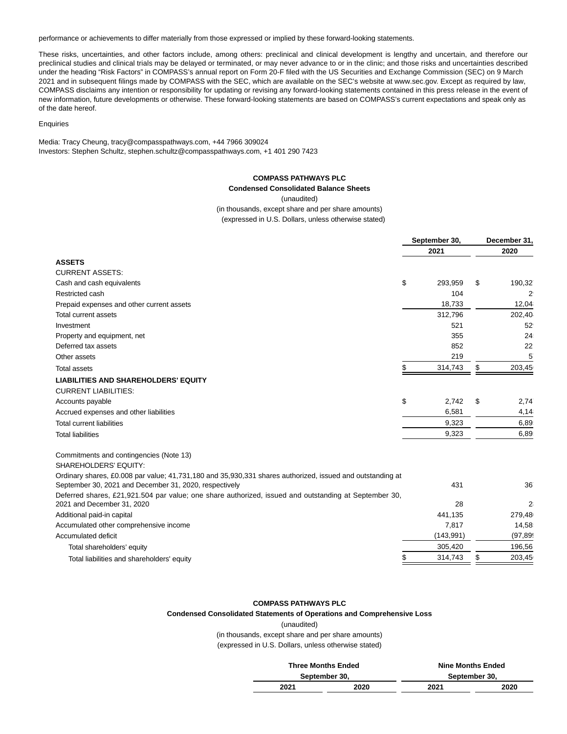performance or achievements to differ materially from those expressed or implied by these forward-looking statements.

These risks, uncertainties, and other factors include, among others: preclinical and clinical development is lengthy and uncertain, and therefore our preclinical studies and clinical trials may be delayed or terminated, or may never advance to or in the clinic; and those risks and uncertainties described under the heading "Risk Factors" in COMPASS's annual report on Form 20-F filed with the US Securities and Exchange Commission (SEC) on 9 March 2021 and in subsequent filings made by COMPASS with the SEC, which are available on the SEC's website at www.sec.gov. Except as required by law, COMPASS disclaims any intention or responsibility for updating or revising any forward-looking statements contained in this press release in the event of new information, future developments or otherwise. These forward-looking statements are based on COMPASS's current expectations and speak only as of the date hereof.

Enquiries

Media: Tracy Cheung, tracy@compasspathways.com, +44 7966 309024
Investors: Stephen Schultz, stephen.schultz@compasspathways.com, +1 401 290 7423

**COMPASS PATHWAYS PLC**

**Condensed Consolidated Balance Sheets**

(unaudited)

(in thousands, except share and per share amounts)

(expressed in U.S. Dollars, unless otherwise stated)

| | September 30, 2021 | December 31, 2020 |
|---|---|---|
| **ASSETS** | | |
| CURRENT ASSETS: | | |
| Cash and cash equivalents | $ 293,959 | $ 190,32 |
| Restricted cash | 104 | 2 |
| Prepaid expenses and other current assets | 18,733 | 12,04 |
| Total current assets | 312,796 | 202,40 |
| Investment | 521 | 52 |
| Property and equipment, net | 355 | 24 |
| Deferred tax assets | 852 | 22 |
| Other assets | 219 | 5 |
| Total assets | $ 314,743 | $ 203,45 |
| **LIABILITIES AND SHAREHOLDERS' EQUITY** | | |
| CURRENT LIABILITIES: | | |
| Accounts payable | $ 2,742 | $ 2,74 |
| Accrued expenses and other liabilities | 6,581 | 4,14 |
| Total current liabilities | 9,323 | 6,89 |
| Total liabilities | 9,323 | 6,89 |
| Commitments and contingencies (Note 13) | | |
| SHAREHOLDERS' EQUITY: | | |
| Ordinary shares, £0.008 par value; 41,731,180 and 35,930,331 shares authorized, issued and outstanding at September 30, 2021 and December 31, 2020, respectively | 431 | 36 |
| Deferred shares, £21,921.504 par value; one share authorized, issued and outstanding at September 30, 2021 and December 31, 2020 | 28 | 2 |
| Additional paid-in capital | 441,135 | 279,48 |
| Accumulated other comprehensive income | 7,817 | 14,58 |
| Accumulated deficit | (143,991) | (97,89 |
| Total shareholders' equity | 305,420 | 196,56 |
| Total liabilities and shareholders' equity | $ 314,743 | $ 203,45 |

**COMPASS PATHWAYS PLC**

**Condensed Consolidated Statements of Operations and Comprehensive Loss**

(unaudited)

(in thousands, except share and per share amounts)

(expressed in U.S. Dollars, unless otherwise stated)

| | Three Months Ended September 30, | | Nine Months Ended September 30, | |
|---|---|---|---|---|
| | 2021 | 2020 | 2021 | 2020 |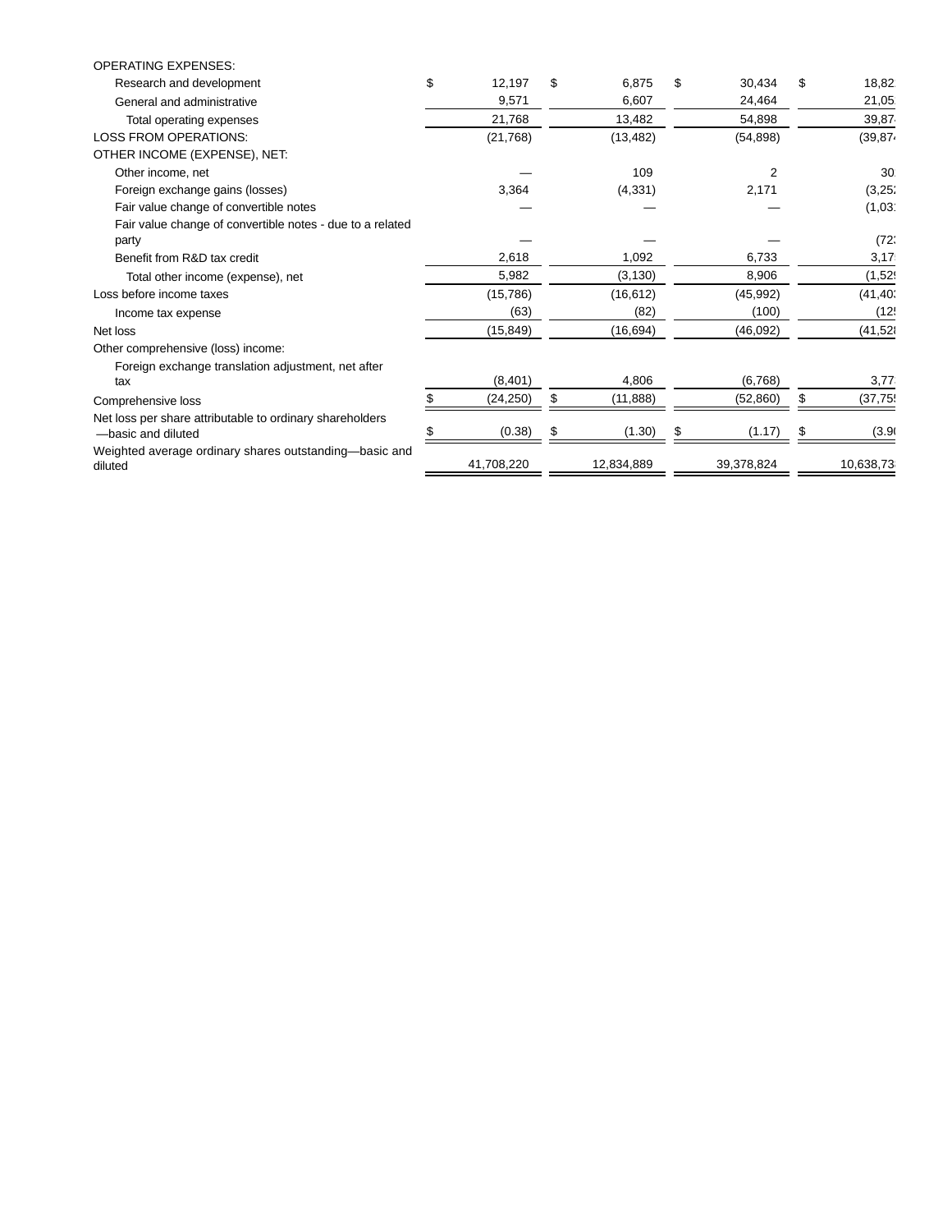| | | | | |
|---|---|---|---|---|
| OPERATING EXPENSES: | | | | |
| Research and development | $ 12,197 | $ 6,875 | $ 30,434 | $ 18,82 |
| General and administrative | 9,571 | 6,607 | 24,464 | 21,05 |
| Total operating expenses | 21,768 | 13,482 | 54,898 | 39,87 |
| LOSS FROM OPERATIONS: | (21,768) | (13,482) | (54,898) | (39,87 |
| OTHER INCOME (EXPENSE), NET: | | | | |
| Other income, net | — | 109 | 2 | 30 |
| Foreign exchange gains (losses) | 3,364 | (4,331) | 2,171 | (3,25 |
| Fair value change of convertible notes | — | — | — | (1,03 |
| Fair value change of convertible notes - due to a related party | — | — | — | (72 |
| Benefit from R&D tax credit | 2,618 | 1,092 | 6,733 | 3,17 |
| Total other income (expense), net | 5,982 | (3,130) | 8,906 | (1,52 |
| Loss before income taxes | (15,786) | (16,612) | (45,992) | (41,40 |
| Income tax expense | (63) | (82) | (100) | (12 |
| Net loss | (15,849) | (16,694) | (46,092) | (41,52 |
| Other comprehensive (loss) income: | | | | |
| Foreign exchange translation adjustment, net after tax | (8,401) | 4,806 | (6,768) | 3,77 |
| Comprehensive loss | $ (24,250) | $ (11,888) | (52,860) | $ (37,75 |
| Net loss per share attributable to ordinary shareholders —basic and diluted | $ (0.38) | $ (1.30) | $ (1.17) | $ (3.9 |
| Weighted average ordinary shares outstanding—basic and diluted | 41,708,220 | 12,834,889 | 39,378,824 | 10,638,73 |